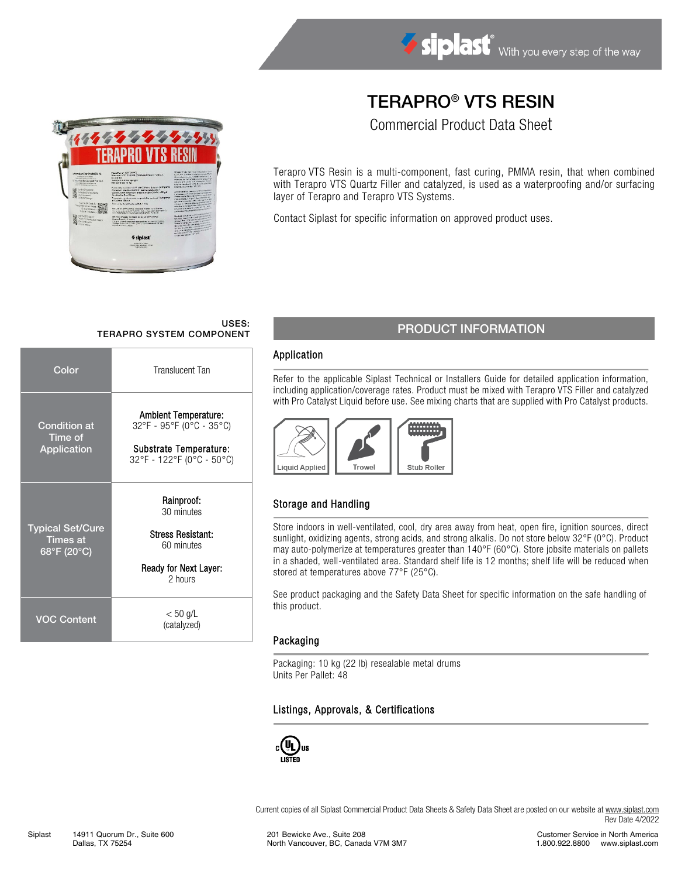# TERAPRO® VTS RESIN

## Commercial Product Data Sheet

Terapro VTS Resin is a multi-component, fast curing, PMMA resin, that when combined with Terapro VTS Quartz Filler and catalyzed, is used as a waterproofing and/or surfacing layer of Terapro and Terapro VTS Systems.

Contact Siplast for specific information on approved product uses.

**USES:**
**TERAPRO SYSTEM COMPONENT**

| | |
|---|---|
| Color | Translucent Tan |
| Condition at Time of Application | **Ambient Temperature:** 32°F - 95°F (0°C - 35°C)<br>**Substrate Temperature:** 32°F - 122°F (0°C - 50°C) |
| Typical Set/Cure Times at 68°F (20°C) | **Rainproof:** 30 minutes<br>**Stress Resistant:** 60 minutes<br>**Ready for Next Layer:** 2 hours |
| VOC Content | < 50 g/L (catalyzed) |

## PRODUCT INFORMATION

### Application

Refer to the applicable Siplast Technical or Installers Guide for detailed application information, including application/coverage rates. Product must be mixed with Terapro VTS Filler and catalyzed with Pro Catalyst Liquid before use. See mixing charts that are supplied with Pro Catalyst products.

Liquid Applied | Trowel | Stub Roller

### Storage and Handling

Store indoors in well-ventilated, cool, dry area away from heat, open fire, ignition sources, direct sunlight, oxidizing agents, strong acids, and strong alkalis. Do not store below 32°F (0°C). Product may auto-polymerize at temperatures greater than 140°F (60°C). Store jobsite materials on pallets in a shaded, well-ventilated area. Standard shelf life is 12 months; shelf life will be reduced when stored at temperatures above 77°F (25°C).

See product packaging and the Safety Data Sheet for specific information on the safe handling of this product.

### Packaging

Packaging: 10 kg (22 lb) resealable metal drums
Units Per Pallet: 48

### Listings, Approvals, & Certifications

c UL us LISTED

Current copies of all Siplast Commercial Product Data Sheets & Safety Data Sheet are posted on our website at www.siplast.com
Rev Date 4/2022

Siplast 14911 Quorum Dr., Suite 600, Dallas, TX 75254 | 201 Bewicke Ave., Suite 208, North Vancouver, BC, Canada V7M 3M7 | Customer Service in North America 1.800.922.8800 www.siplast.com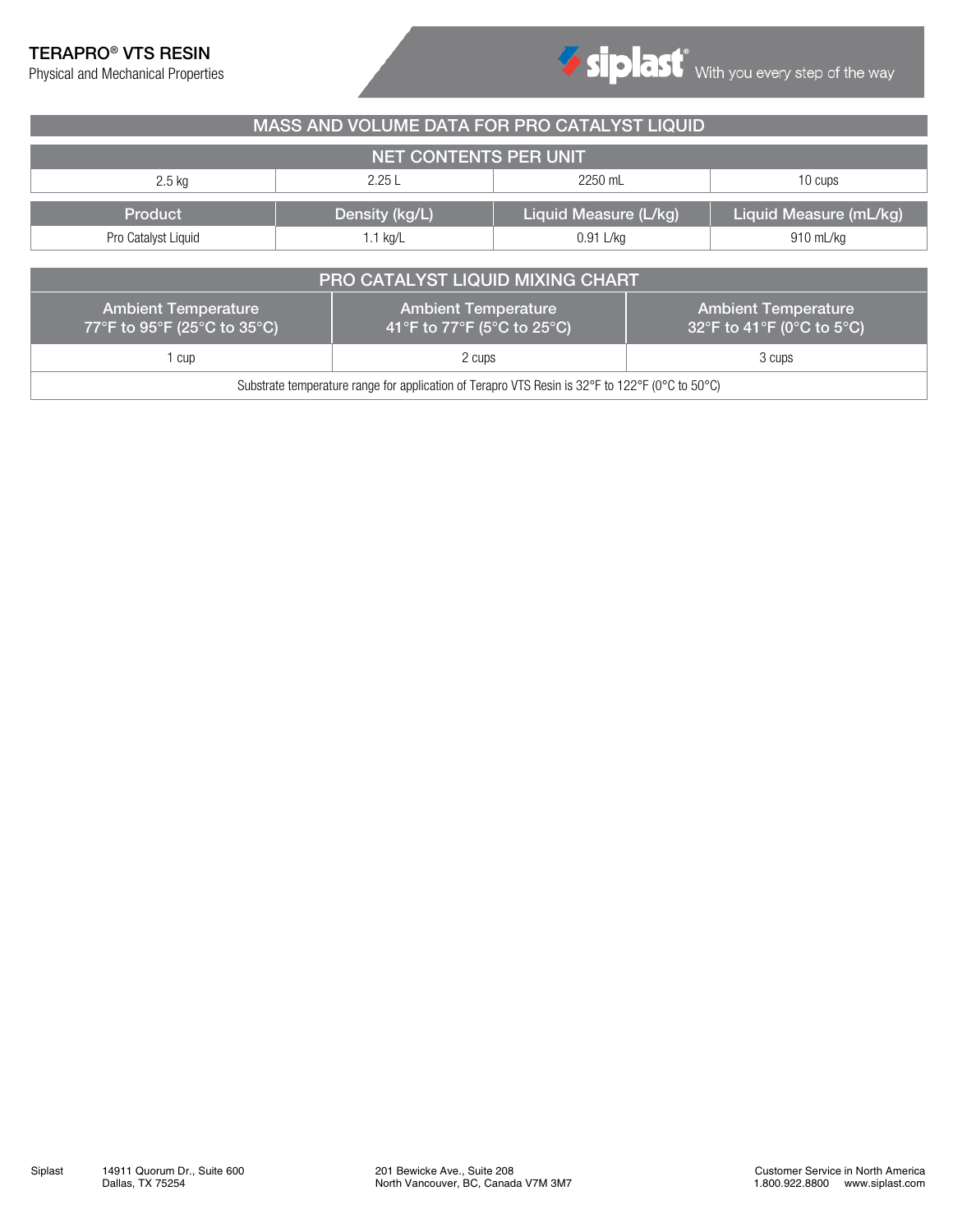## MASS AND VOLUME DATA FOR PRO CATALYST LIQUID

| NET CONTENTS PER UNIT | | | |
|---|---|---|---|
| 2.5 kg | 2.25 L | 2250 mL | 10 cups |

| Product | Density (kg/L) | Liquid Measure (L/kg) | Liquid Measure (mL/kg) |
|---|---|---|---|
| Pro Catalyst Liquid | 1.1 kg/L | 0.91 L/kg | 910 mL/kg |

## PRO CATALYST LIQUID MIXING CHART

| Ambient Temperature 77°F to 95°F (25°C to 35°C) | Ambient Temperature 41°F to 77°F (5°C to 25°C) | Ambient Temperature 32°F to 41°F (0°C to 5°C) |
|---|---|---|
| 1 cup | 2 cups | 3 cups |

Substrate temperature range for application of Terapro VTS Resin is 32°F to 122°F (0°C to 50°C)

Siplast 14911 Quorum Dr., Suite 600
Dallas, TX 75254

201 Bewicke Ave., Suite 208
North Vancouver, BC, Canada V7M 3M7

Customer Service in North America
1.800.922.8800 www.siplast.com